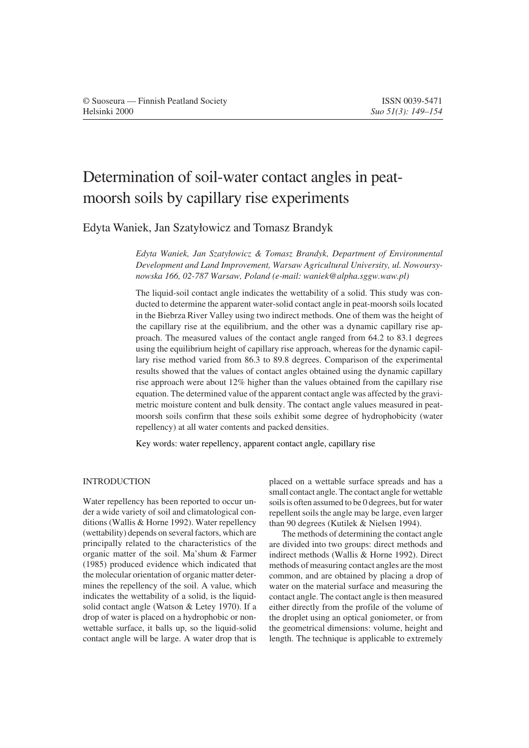# Determination of soil-water contact angles in peat-moorsh soils by capillary rise experiments

Edyta Waniek, Jan Szatyłowicz and Tomasz Brandyk

*Edyta Waniek, Jan Szatyłowicz & Tomasz Brandyk, Department of Environmental Development and Land Improvement, Warsaw Agricultural University, ul. Nowoursynowska 166, 02-787 Warsaw, Poland (e-mail: waniek@alpha.sggw.waw.pl)*

The liquid-soil contact angle indicates the wettability of a solid. This study was conducted to determine the apparent water-solid contact angle in peat-moorsh soils located in the Biebrza River Valley using two indirect methods. One of them was the height of the capillary rise at the equilibrium, and the other was a dynamic capillary rise approach. The measured values of the contact angle ranged from 64.2 to 83.1 degrees using the equilibrium height of capillary rise approach, whereas for the dynamic capillary rise method varied from 86.3 to 89.8 degrees. Comparison of the experimental results showed that the values of contact angles obtained using the dynamic capillary rise approach were about 12% higher than the values obtained from the capillary rise equation. The determined value of the apparent contact angle was affected by the gravimetric moisture content and bulk density. The contact angle values measured in peat-moorsh soils confirm that these soils exhibit some degree of hydrophobicity (water repellency) at all water contents and packed densities.

Key words: water repellency, apparent contact angle, capillary rise

## INTRODUCTION

Water repellency has been reported to occur under a wide variety of soil and climatological conditions (Wallis & Horne 1992). Water repellency (wettability) depends on several factors, which are principally related to the characteristics of the organic matter of the soil. Ma'shum & Farmer (1985) produced evidence which indicated that the molecular orientation of organic matter determines the repellency of the soil. A value, which indicates the wettability of a solid, is the liquid-solid contact angle (Watson & Letey 1970). If a drop of water is placed on a hydrophobic or non-wettable surface, it balls up, so the liquid-solid contact angle will be large. A water drop that is placed on a wettable surface spreads and has a small contact angle. The contact angle for wettable soils is often assumed to be 0 degrees, but for water repellent soils the angle may be large, even larger than 90 degrees (Kutilek & Nielsen 1994).

The methods of determining the contact angle are divided into two groups: direct methods and indirect methods (Wallis & Horne 1992). Direct methods of measuring contact angles are the most common, and are obtained by placing a drop of water on the material surface and measuring the contact angle. The contact angle is then measured either directly from the profile of the volume of the droplet using an optical goniometer, or from the geometrical dimensions: volume, height and length. The technique is applicable to extremely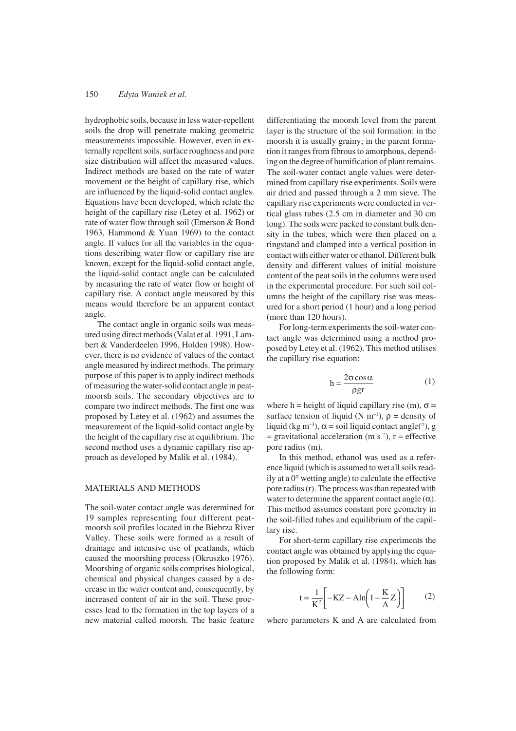hydrophobic soils, because in less water-repellent soils the drop will penetrate making geometric measurements impossible. However, even in externally repellent soils, surface roughness and pore size distribution will affect the measured values. Indirect methods are based on the rate of water movement or the height of capillary rise, which are influenced by the liquid-solid contact angles. Equations have been developed, which relate the height of the capillary rise (Letey et al. 1962) or rate of water flow through soil (Emerson & Bond 1963, Hammond & Yuan 1969) to the contact angle. If values for all the variables in the equations describing water flow or capillary rise are known, except for the liquid-solid contact angle, the liquid-solid contact angle can be calculated by measuring the rate of water flow or height of capillary rise. A contact angle measured by this means would therefore be an apparent contact angle.

The contact angle in organic soils was measured using direct methods (Valat et al. 1991, Lambert & Vanderdeelen 1996, Holden 1998). However, there is no evidence of values of the contact angle measured by indirect methods. The primary purpose of this paper is to apply indirect methods of measuring the water-solid contact angle in peat-moorsh soils. The secondary objectives are to compare two indirect methods. The first one was proposed by Letey et al. (1962) and assumes the measurement of the liquid-solid contact angle by the height of the capillary rise at equilibrium. The second method uses a dynamic capillary rise approach as developed by Malik et al. (1984).

## MATERIALS AND METHODS

The soil-water contact angle was determined for 19 samples representing four different peat-moorsh soil profiles located in the Biebrza River Valley. These soils were formed as a result of drainage and intensive use of peatlands, which caused the moorshing process (Okruszko 1976). Moorshing of organic soils comprises biological, chemical and physical changes caused by a decrease in the water content and, consequently, by increased content of air in the soil. These processes lead to the formation in the top layers of a new material called moorsh. The basic feature differentiating the moorsh level from the parent layer is the structure of the soil formation: in the moorsh it is usually grainy; in the parent formation it ranges from fibrous to amorphous, depending on the degree of humification of plant remains. The soil-water contact angle values were determined from capillary rise experiments. Soils were air dried and passed through a 2 mm sieve. The capillary rise experiments were conducted in vertical glass tubes (2.5 cm in diameter and 30 cm long). The soils were packed to constant bulk density in the tubes, which were then placed on a ringstand and clamped into a vertical position in contact with either water or ethanol. Different bulk density and different values of initial moisture content of the peat soils in the columns were used in the experimental procedure. For such soil columns the height of the capillary rise was measured for a short period (1 hour) and a long period (more than 120 hours).

For long-term experiments the soil-water contact angle was determined using a method proposed by Letey et al. (1962). This method utilises the capillary rise equation:

$$h = \frac{2\sigma \cos\alpha}{\rho g r} \qquad (1)$$

where h = height of liquid capillary rise (m), $\sigma$ = surface tension of liquid (N $m^{-1}$), $\rho$ = density of liquid (kg $m^{-3}$), $\alpha$ = soil liquid contact angle(°), g = gravitational acceleration (m $s^{-2}$), r = effective pore radius (m).

In this method, ethanol was used as a reference liquid (which is assumed to wet all soils readily at a 0° wetting angle) to calculate the effective pore radius (r). The process was than repeated with water to determine the apparent contact angle ($\alpha$). This method assumes constant pore geometry in the soil-filled tubes and equilibrium of the capillary rise.

For short-term capillary rise experiments the contact angle was obtained by applying the equation proposed by Malik et al. (1984), which has the following form:

$$t = \frac{1}{K^2}\left[-KZ - A\ln\left(1 - \frac{K}{A}Z\right)\right] \qquad (2)$$

where parameters K and A are calculated from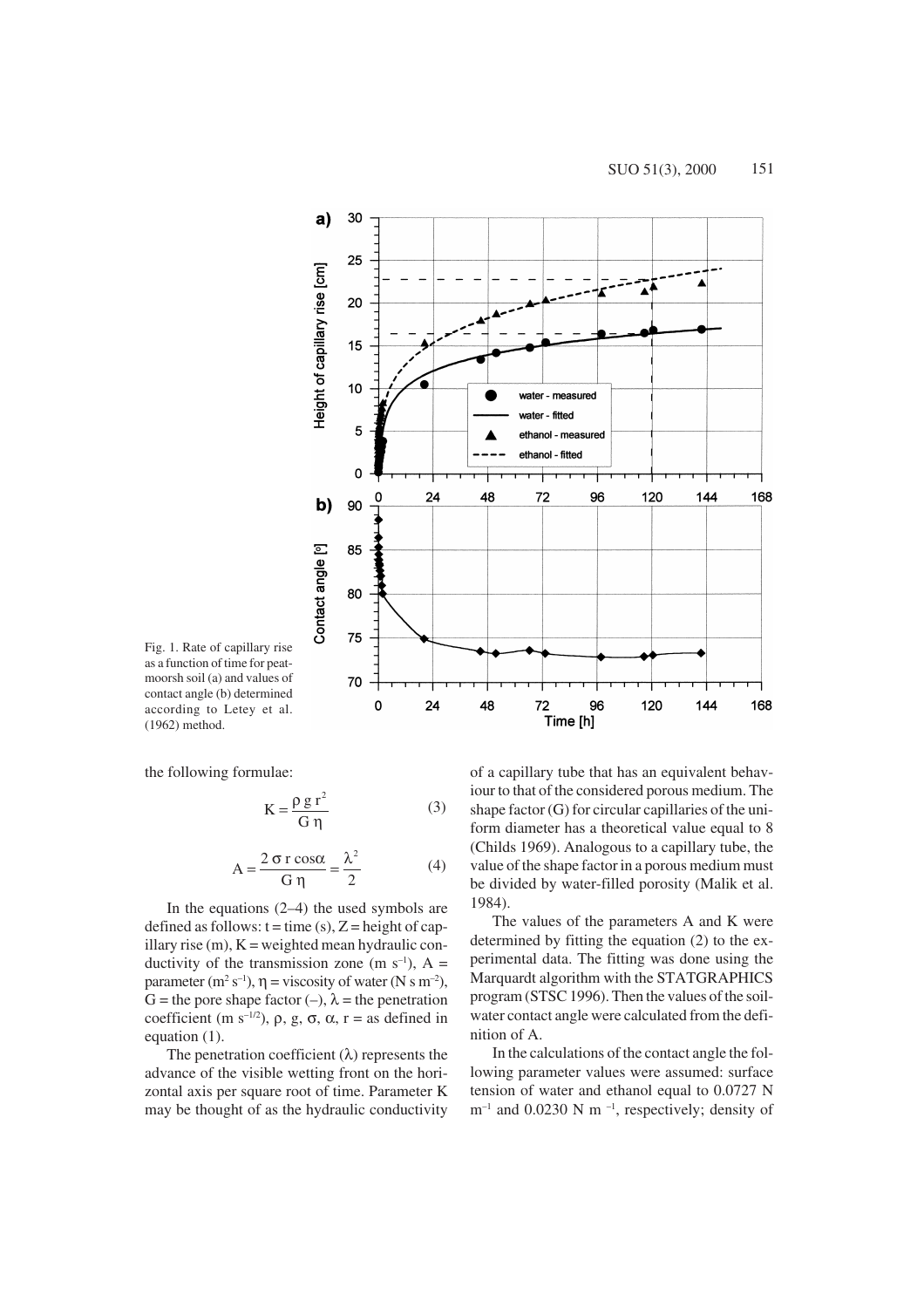Fig. 1. Rate of capillary rise as a function of time for peat-moorsh soil (a) and values of contact angle (b) determined according to Letey et al. (1962) method.

the following formulae:

$$K = \frac{\rho\, g\, r^2}{G\, \eta} \qquad (3)$$

$$A = \frac{2\, \sigma\, r \cos\alpha}{G\, \eta} = \frac{\lambda^2}{2} \qquad (4)$$

In the equations (2–4) the used symbols are defined as follows: t = time (s), Z = height of capillary rise (m), K = weighted mean hydraulic conductivity of the transmission zone (m $s^{-1}$), A = parameter ($m^2\, s^{-1}$), $\eta$ = viscosity of water (N s $m^{-2}$), G = the pore shape factor (–), $\lambda$ = the penetration coefficient (m $s^{-1/2}$), $\rho$, g, $\sigma$, $\alpha$, r = as defined in equation (1).

The penetration coefficient ($\lambda$) represents the advance of the visible wetting front on the horizontal axis per square root of time. Parameter K may be thought of as the hydraulic conductivity of a capillary tube that has an equivalent behaviour to that of the considered porous medium. The shape factor (G) for circular capillaries of the uniform diameter has a theoretical value equal to 8 (Childs 1969). Analogous to a capillary tube, the value of the shape factor in a porous medium must be divided by water-filled porosity (Malik et al. 1984).

The values of the parameters A and K were determined by fitting the equation (2) to the experimental data. The fitting was done using the Marquardt algorithm with the STATGRAPHICS program (STSC 1996). Then the values of the soil-water contact angle were calculated from the definition of A.

In the calculations of the contact angle the following parameter values were assumed: surface tension of water and ethanol equal to 0.0727 N $m^{-1}$ and 0.0230 N $m^{-1}$, respectively; density of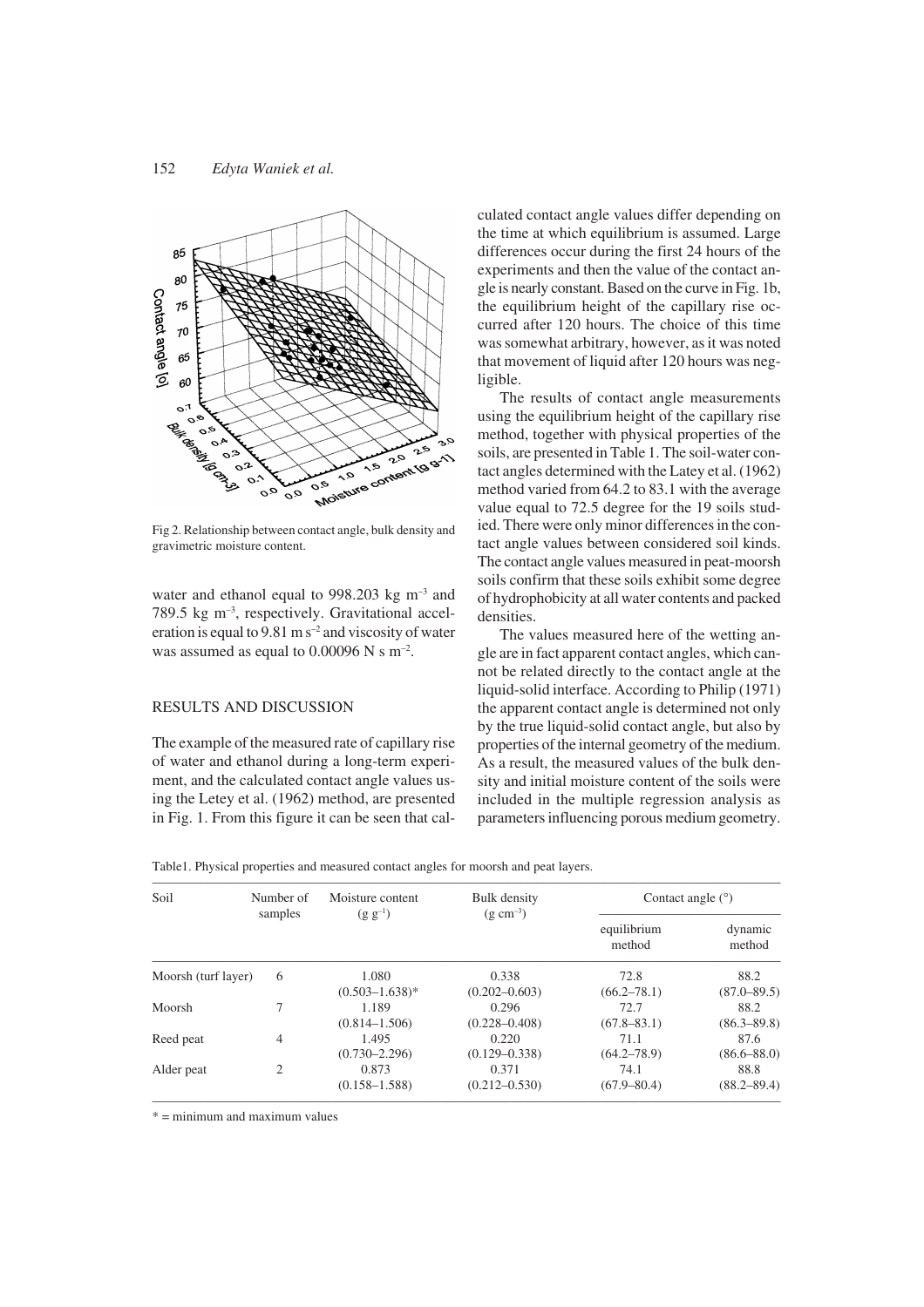Fig 2. Relationship between contact angle, bulk density and gravimetric moisture content.

water and ethanol equal to 998.203 kg m$^{-3}$ and 789.5 kg m$^{-3}$, respectively. Gravitational acceleration is equal to 9.81 m s$^{-2}$ and viscosity of water was assumed as equal to 0.00096 N s m$^{-2}$.

## RESULTS AND DISCUSSION

The example of the measured rate of capillary rise of water and ethanol during a long-term experiment, and the calculated contact angle values using the Letey et al. (1962) method, are presented in Fig. 1. From this figure it can be seen that calculated contact angle values differ depending on the time at which equilibrium is assumed. Large differences occur during the first 24 hours of the experiments and then the value of the contact angle is nearly constant. Based on the curve in Fig. 1b, the equilibrium height of the capillary rise occurred after 120 hours. The choice of this time was somewhat arbitrary, however, as it was noted that movement of liquid after 120 hours was negligible.

The results of contact angle measurements using the equilibrium height of the capillary rise method, together with physical properties of the soils, are presented in Table 1. The soil-water contact angles determined with the Latey et al. (1962) method varied from 64.2 to 83.1 with the average value equal to 72.5 degree for the 19 soils studied. There were only minor differences in the contact angle values between considered soil kinds. The contact angle values measured in peat-moorsh soils confirm that these soils exhibit some degree of hydrophobicity at all water contents and packed densities.

The values measured here of the wetting angle are in fact apparent contact angles, which cannot be related directly to the contact angle at the liquid-solid interface. According to Philip (1971) the apparent contact angle is determined not only by the true liquid-solid contact angle, but also by properties of the internal geometry of the medium. As a result, the measured values of the bulk density and initial moisture content of the soils were included in the multiple regression analysis as parameters influencing porous medium geometry.

Table1. Physical properties and measured contact angles for moorsh and peat layers.

| Soil | Number of samples | Moisture content (g g$^{-1}$) | Bulk density (g cm$^{-3}$) | Contact angle (°) | |
|---|---|---|---|---|---|
| | | | | equilibrium method | dynamic method |
| Moorsh (turf layer) | 6 | 1.080<br>(0.503–1.638)* | 0.338<br>(0.202–0.603) | 72.8<br>(66.2–78.1) | 88.2<br>(87.0–89.5) |
| Moorsh | 7 | 1.189<br>(0.814–1.506) | 0.296<br>(0.228–0.408) | 72.7<br>(67.8–83.1) | 88.2<br>(86.3–89.8) |
| Reed peat | 4 | 1.495<br>(0.730–2.296) | 0.220<br>(0.129–0.338) | 71.1<br>(64.2–78.9) | 87.6<br>(86.6–88.0) |
| Alder peat | 2 | 0.873<br>(0.158–1.588) | 0.371<br>(0.212–0.530) | 74.1<br>(67.9–80.4) | 88.8<br>(88.2–89.4) |

* = minimum and maximum values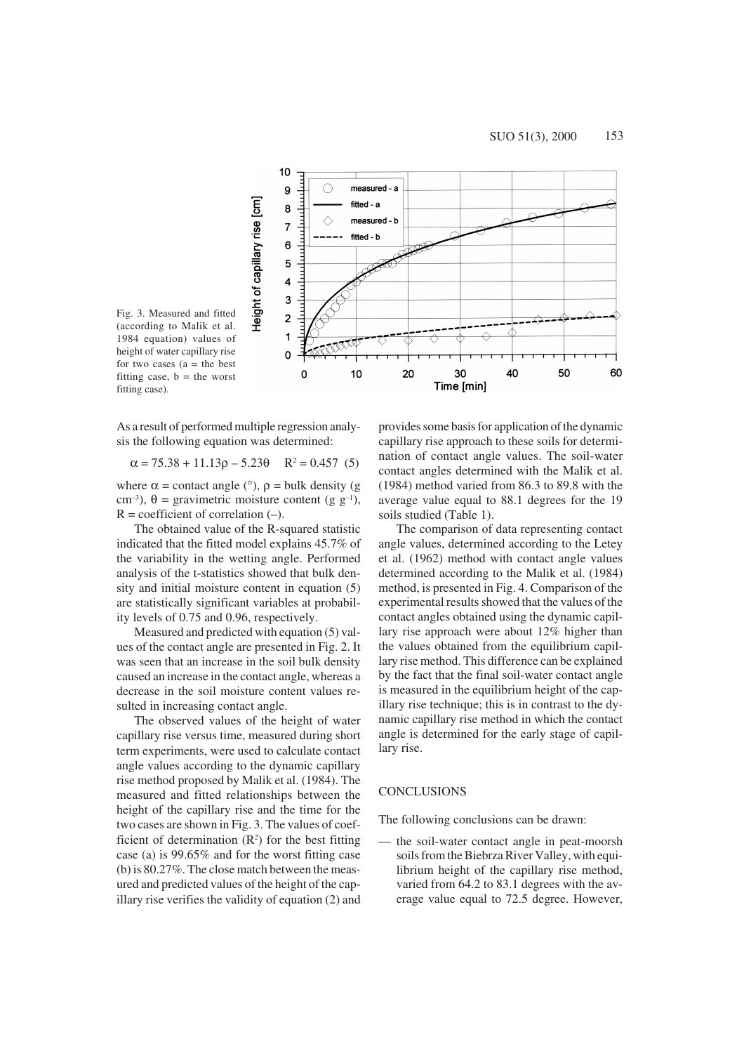Fig. 3. Measured and fitted (according to Malik et al. 1984 equation) values of height of water capillary rise for two cases (a = the best fitting case, b = the worst fitting case).

As a result of performed multiple regression analysis the following equation was determined:

$$\alpha = 75.38 + 11.13\rho - 5.23\theta \quad R^2 = 0.457 \quad (5)$$

where $\alpha$ = contact angle (°), $\rho$ = bulk density (g cm$^{-3}$), $\theta$ = gravimetric moisture content (g g$^{-1}$), $R$ = coefficient of correlation (–).

The obtained value of the R-squared statistic indicated that the fitted model explains 45.7% of the variability in the wetting angle. Performed analysis of the t-statistics showed that bulk density and initial moisture content in equation (5) are statistically significant variables at probability levels of 0.75 and 0.96, respectively.

Measured and predicted with equation (5) values of the contact angle are presented in Fig. 2. It was seen that an increase in the soil bulk density caused an increase in the contact angle, whereas a decrease in the soil moisture content values resulted in increasing contact angle.

The observed values of the height of water capillary rise versus time, measured during short term experiments, were used to calculate contact angle values according to the dynamic capillary rise method proposed by Malik et al. (1984). The measured and fitted relationships between the height of the capillary rise and the time for the two cases are shown in Fig. 3. The values of coefficient of determination ($R^2$) for the best fitting case (a) is 99.65% and for the worst fitting case (b) is 80.27%. The close match between the measured and predicted values of the height of the capillary rise verifies the validity of equation (2) and provides some basis for application of the dynamic capillary rise approach to these soils for determination of contact angle values. The soil-water contact angles determined with the Malik et al. (1984) method varied from 86.3 to 89.8 with the average value equal to 88.1 degrees for the 19 soils studied (Table 1).

The comparison of data representing contact angle values, determined according to the Letey et al. (1962) method with contact angle values determined according to the Malik et al. (1984) method, is presented in Fig. 4. Comparison of the experimental results showed that the values of the contact angles obtained using the dynamic capillary rise approach were about 12% higher than the values obtained from the equilibrium capillary rise method. This difference can be explained by the fact that the final soil-water contact angle is measured in the equilibrium height of the capillary rise technique; this is in contrast to the dynamic capillary rise method in which the contact angle is determined for the early stage of capillary rise.

## CONCLUSIONS

The following conclusions can be drawn:

— the soil-water contact angle in peat-moorsh soils from the Biebrza River Valley, with equilibrium height of the capillary rise method, varied from 64.2 to 83.1 degrees with the average value equal to 72.5 degree. However,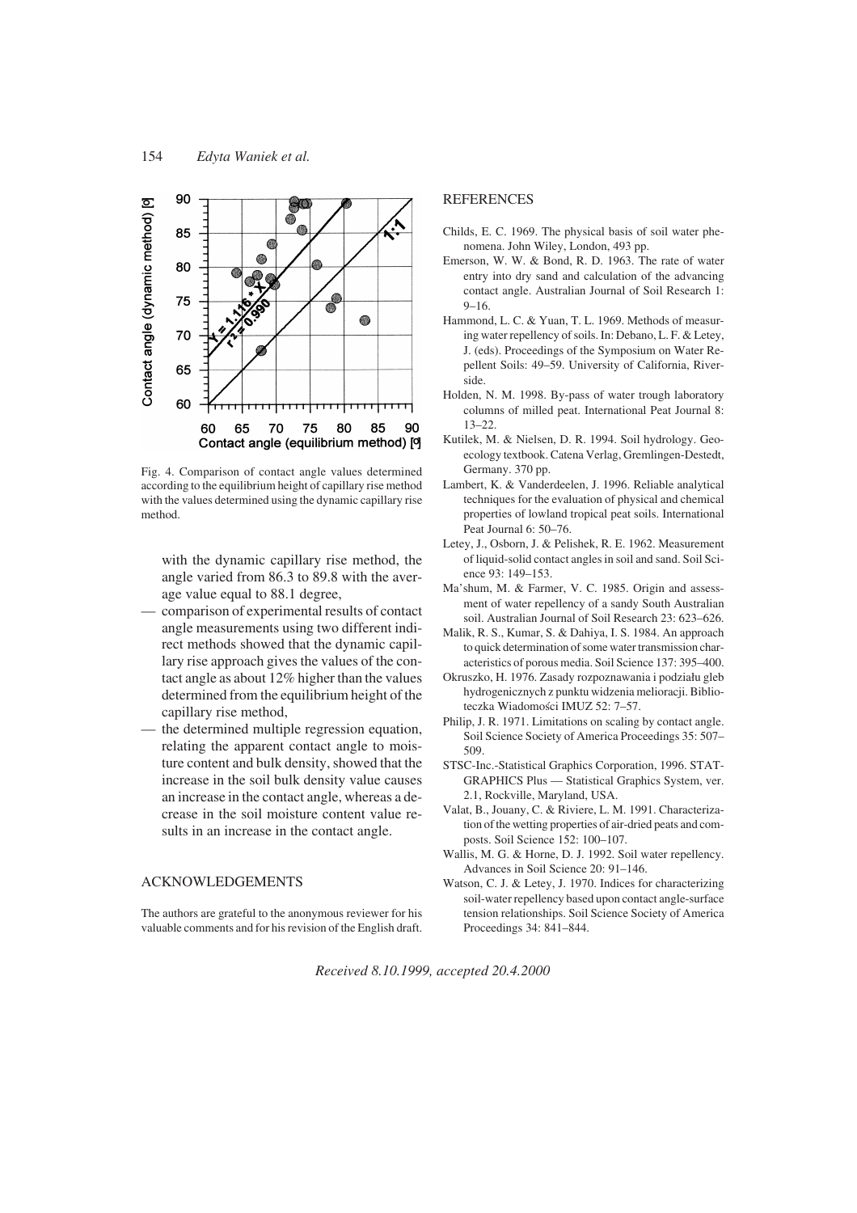Contact angle (dynamic method) [°]

90
85
80
75
70
65
60

60 65 70 75 80 85 90

Contact angle (equilibrium method) [°]

Y = 1.116 * X

$r^2$ = 0.990

1:1

Fig. 4. Comparison of contact angle values determined according to the equilibrium height of capillary rise method with the values determined using the dynamic capillary rise method.

with the dynamic capillary rise method, the angle varied from 86.3 to 89.8 with the average value equal to 88.1 degree,

— comparison of experimental results of contact angle measurements using two different indirect methods showed that the dynamic capillary rise approach gives the values of the contact angle as about 12% higher than the values determined from the equilibrium height of the capillary rise method,

— the determined multiple regression equation, relating the apparent contact angle to moisture content and bulk density, showed that the increase in the soil bulk density value causes an increase in the contact angle, whereas a decrease in the soil moisture content value results in an increase in the contact angle.

## ACKNOWLEDGEMENTS

The authors are grateful to the anonymous reviewer for his valuable comments and for his revision of the English draft.

## REFERENCES

Childs, E. C. 1969. The physical basis of soil water phenomena. John Wiley, London, 493 pp.

Emerson, W. W. & Bond, R. D. 1963. The rate of water entry into dry sand and calculation of the advancing contact angle. Australian Journal of Soil Research 1: 9–16.

Hammond, L. C. & Yuan, T. L. 1969. Methods of measuring water repellency of soils. In: Debano, L. F. & Letey, J. (eds). Proceedings of the Symposium on Water Repellent Soils: 49–59. University of California, Riverside.

Holden, N. M. 1998. By-pass of water trough laboratory columns of milled peat. International Peat Journal 8: 13–22.

Kutilek, M. & Nielsen, D. R. 1994. Soil hydrology. Geoecology textbook. Catena Verlag, Gremlingen-Destedt, Germany. 370 pp.

Lambert, K. & Vanderdeelen, J. 1996. Reliable analytical techniques for the evaluation of physical and chemical properties of lowland tropical peat soils. International Peat Journal 6: 50–76.

Letey, J., Osborn, J. & Pelishek, R. E. 1962. Measurement of liquid-solid contact angles in soil and sand. Soil Science 93: 149–153.

Ma'shum, M. & Farmer, V. C. 1985. Origin and assessment of water repellency of a sandy South Australian soil. Australian Journal of Soil Research 23: 623–626.

Malik, R. S., Kumar, S. & Dahiya, I. S. 1984. An approach to quick determination of some water transmission characteristics of porous media. Soil Science 137: 395–400.

Okruszko, H. 1976. Zasady rozpoznawania i podziału gleb hydrogenicznych z punktu widzenia melioracji. Biblioteczka Wiadomości IMUZ 52: 7–57.

Philip, J. R. 1971. Limitations on scaling by contact angle. Soil Science Society of America Proceedings 35: 507–509.

STSC-Inc.-Statistical Graphics Corporation, 1996. STATGRAPHICS Plus — Statistical Graphics System, ver. 2.1, Rockville, Maryland, USA.

Valat, B., Jouany, C. & Riviere, L. M. 1991. Characterization of the wetting properties of air-dried peats and composts. Soil Science 152: 100–107.

Wallis, M. G. & Horne, D. J. 1992. Soil water repellency. Advances in Soil Science 20: 91–146.

Watson, C. J. & Letey, J. 1970. Indices for characterizing soil-water repellency based upon contact angle-surface tension relationships. Soil Science Society of America Proceedings 34: 841–844.

*Received 8.10.1999, accepted 20.4.2000*